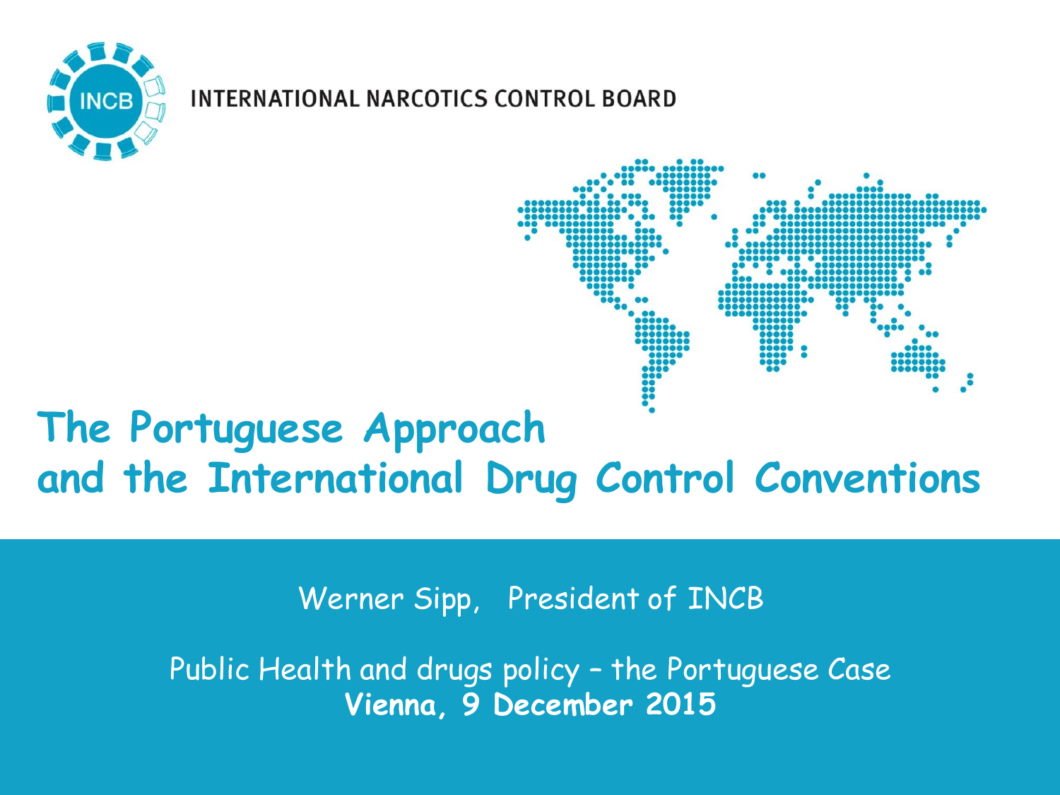INTERNATIONAL NARCOTICS CONTROL BOARD

# The Portuguese Approach and the International Drug Control Conventions

Werner Sipp, President of INCB

Public Health and drugs policy – the Portuguese Case
**Vienna, 9 December 2015**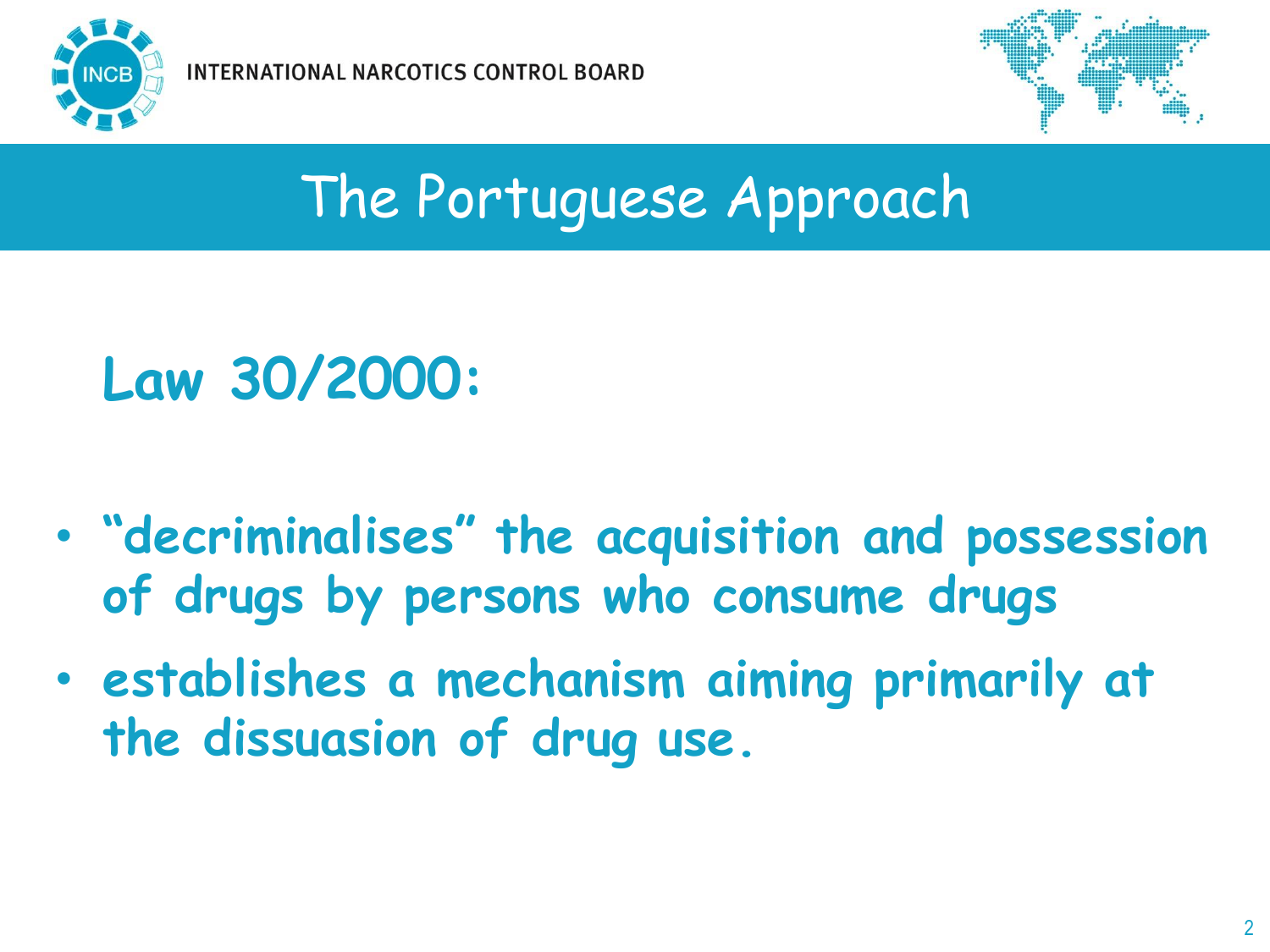# The Portuguese Approach

## Law 30/2000:

- **"decriminalises" the acquisition and possession of drugs by persons who consume drugs**
- **establishes a mechanism aiming primarily at the dissuasion of drug use.**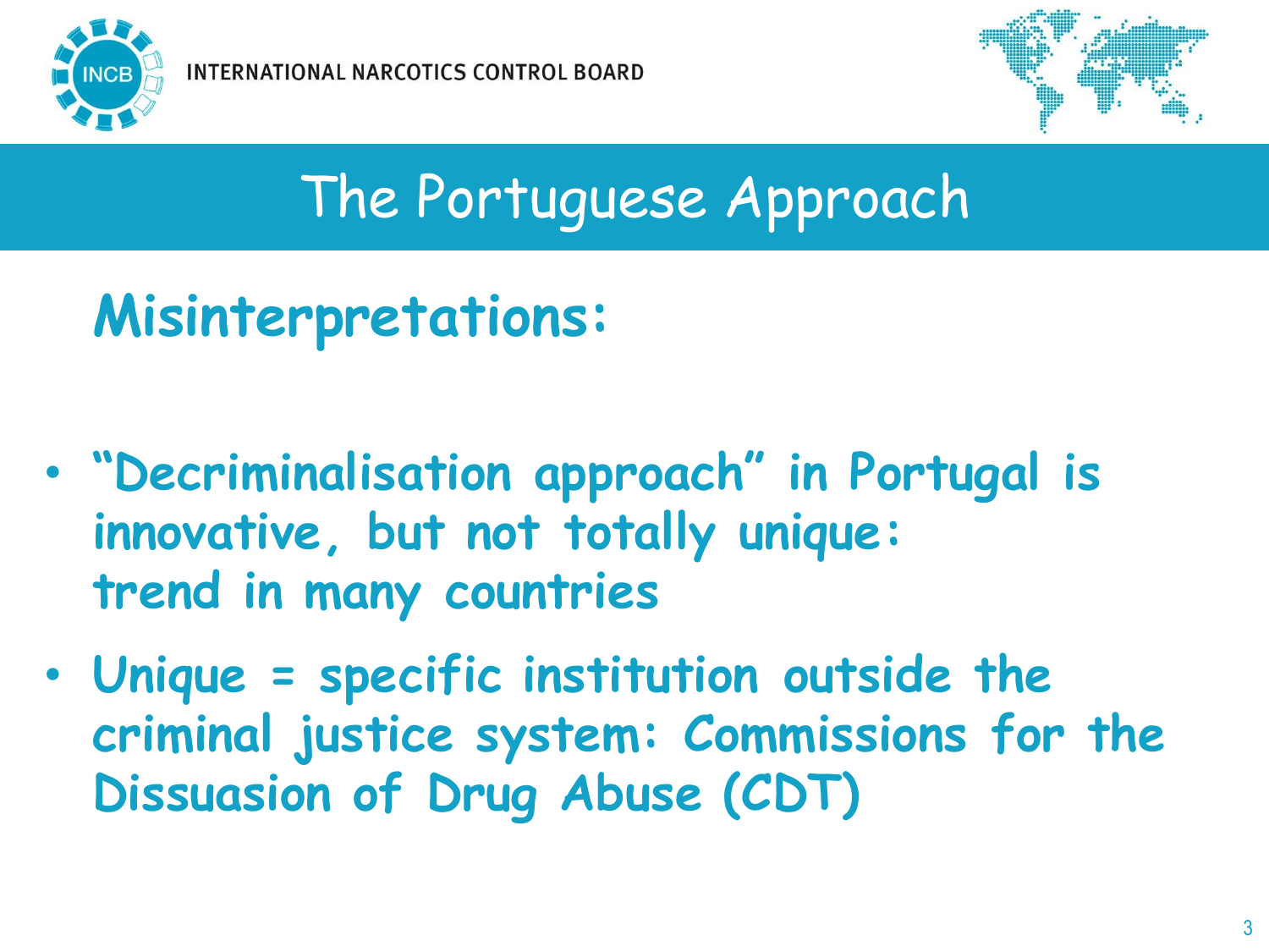# The Portuguese Approach

## Misinterpretations:

- **"Decriminalisation approach" in Portugal is innovative, but not totally unique: trend in many countries**
- **Unique = specific institution outside the criminal justice system: Commissions for the Dissuasion of Drug Abuse (CDT)**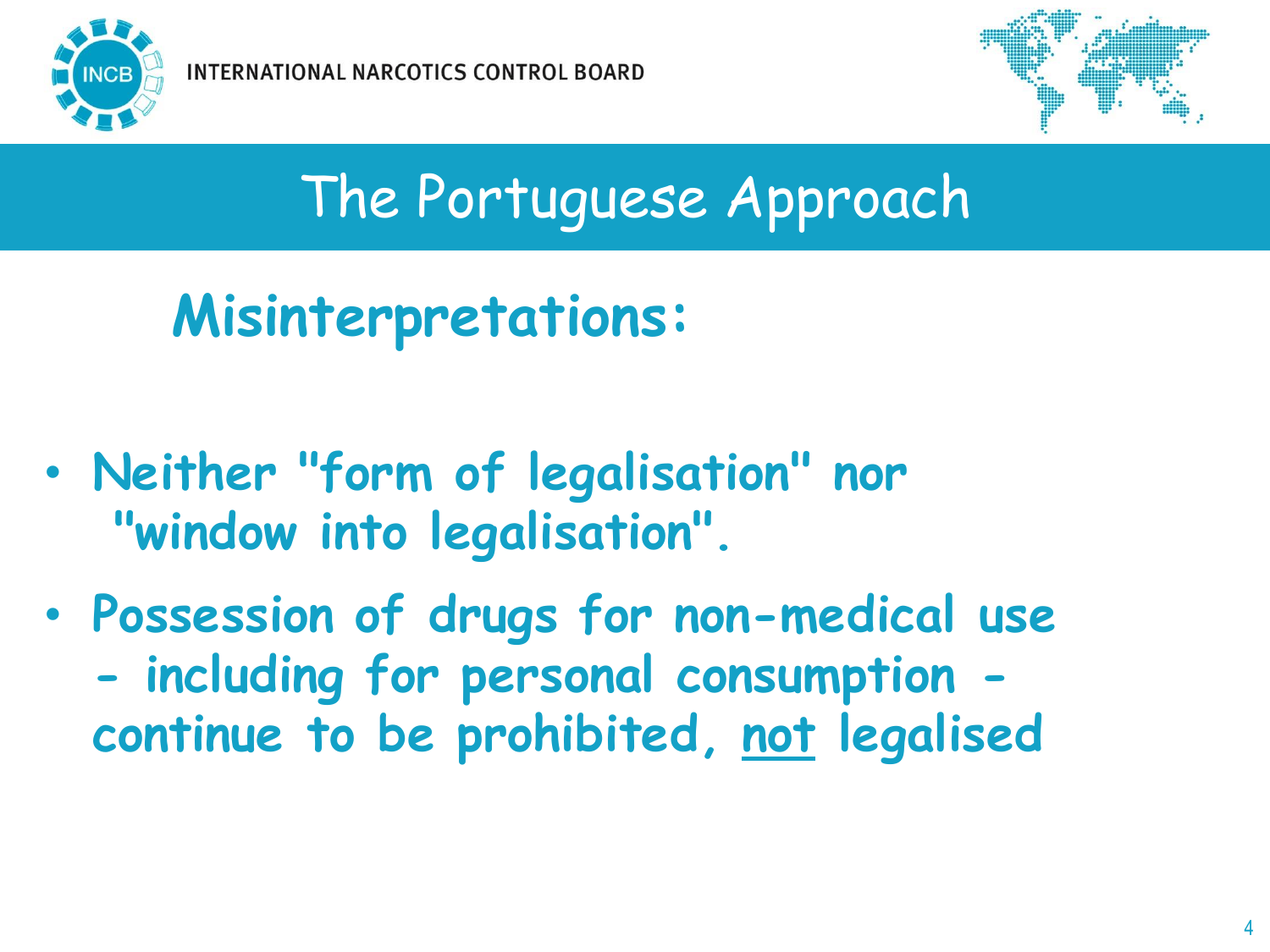# The Portuguese Approach

## Misinterpretations:

- Neither "form of legalisation" nor "window into legalisation".
- Possession of drugs for non-medical use - including for personal consumption - continue to be prohibited, <u>not</u> legalised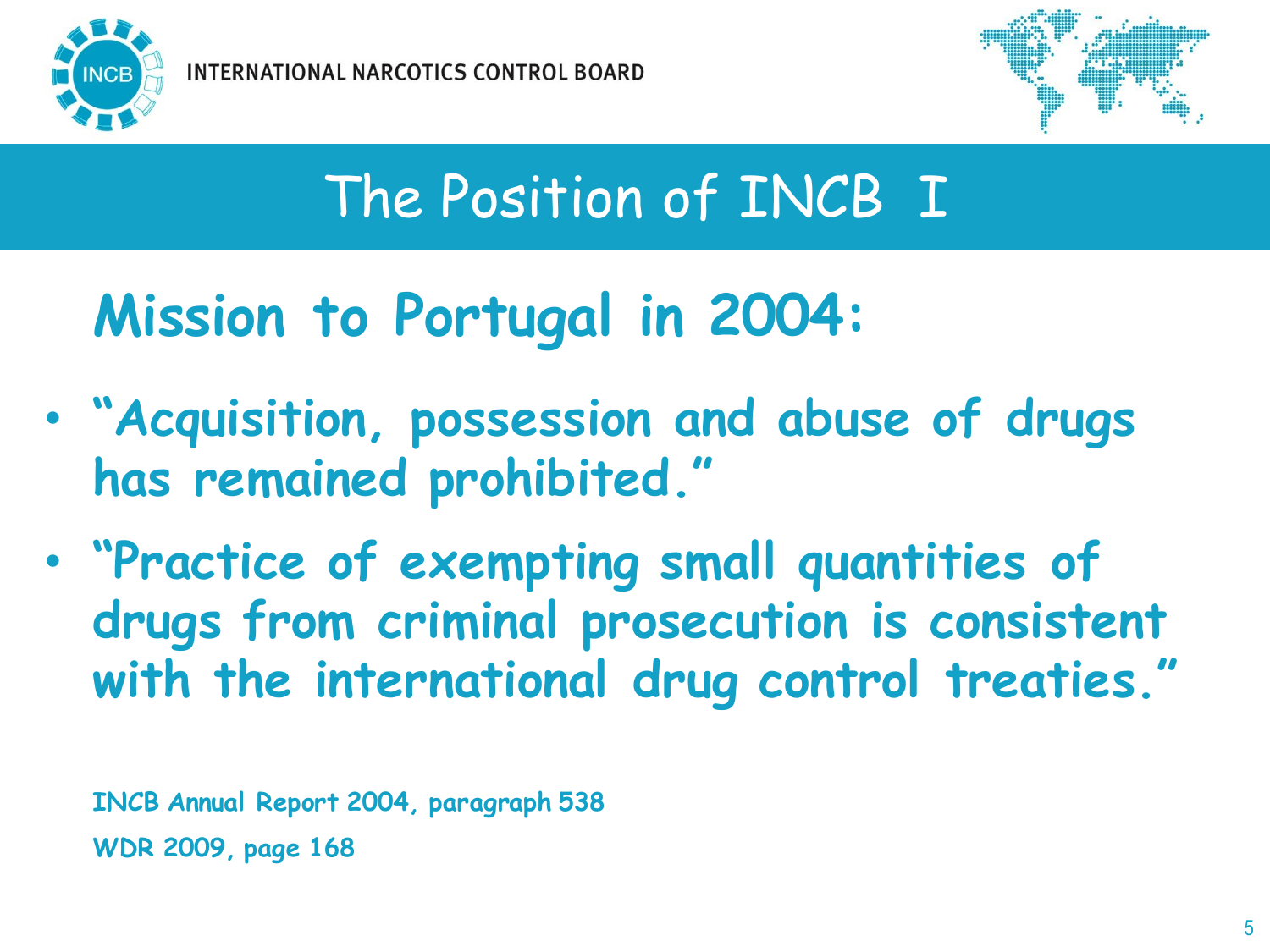INTERNATIONAL NARCOTICS CONTROL BOARD

# The Position of INCB I

## Mission to Portugal in 2004:

- **"Acquisition, possession and abuse of drugs has remained prohibited."**
- **"Practice of exempting small quantities of drugs from criminal prosecution is consistent with the international drug control treaties."**

**INCB Annual Report 2004, paragraph 538**

**WDR 2009, page 168**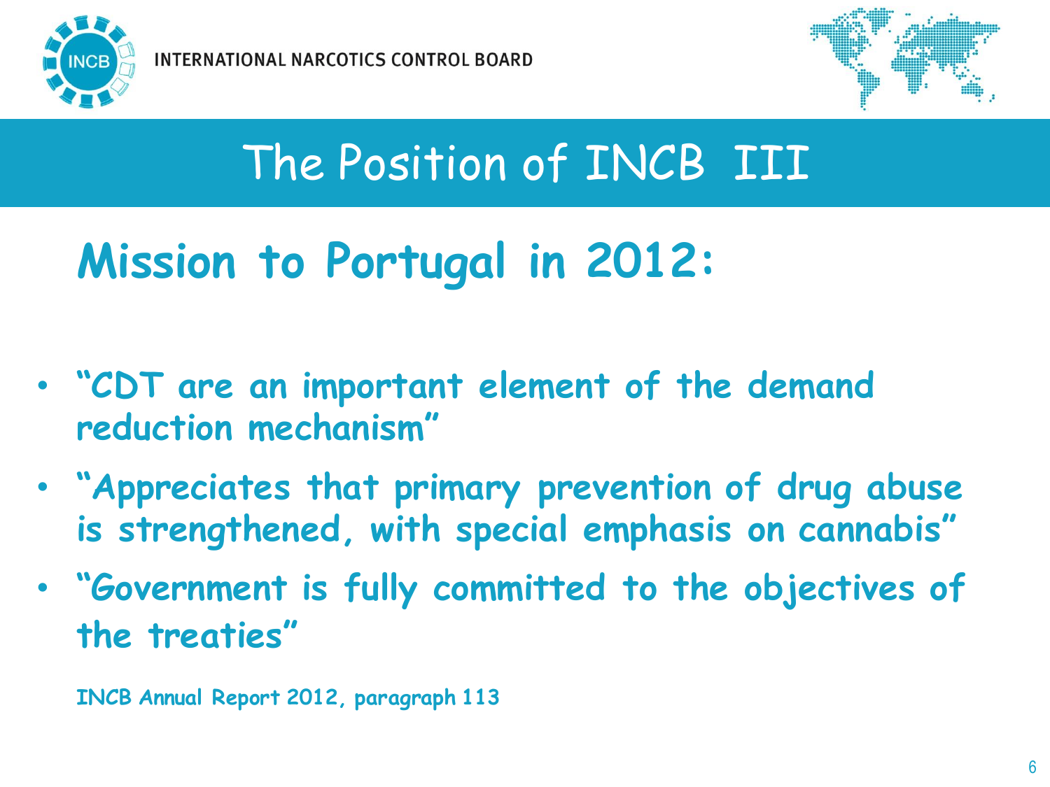INTERNATIONAL NARCOTICS CONTROL BOARD

# The Position of INCB III

## Mission to Portugal in 2012:

- **"CDT are an important element of the demand reduction mechanism"**
- **"Appreciates that primary prevention of drug abuse is strengthened, with special emphasis on cannabis"**
- **"Government is fully committed to the objectives of the treaties"**

**INCB Annual Report 2012, paragraph 113**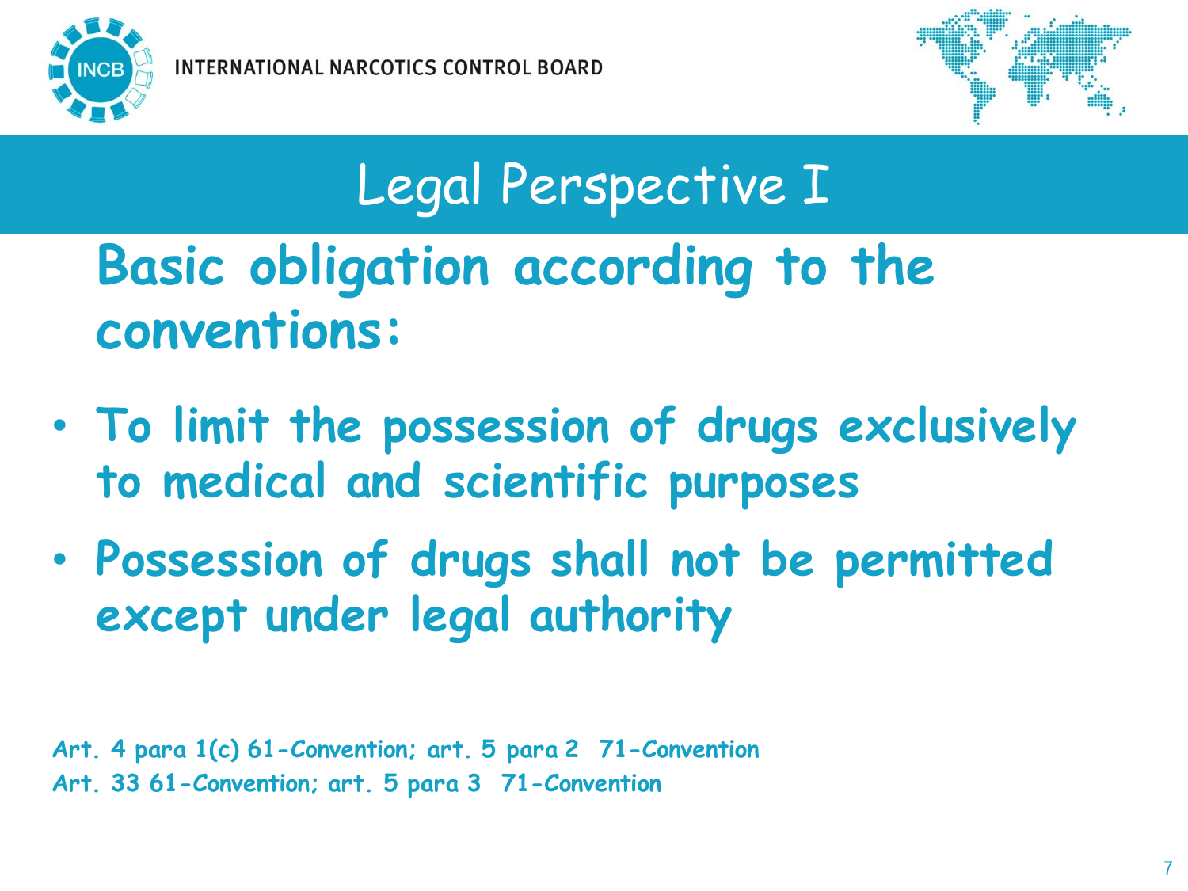# Legal Perspective I

## Basic obligation according to the conventions:

- **To limit the possession of drugs exclusively to medical and scientific purposes**
- **Possession of drugs shall not be permitted except under legal authority**

**Art. 4 para 1(c) 61-Convention; art. 5 para 2 71-Convention**
**Art. 33 61-Convention; art. 5 para 3 71-Convention**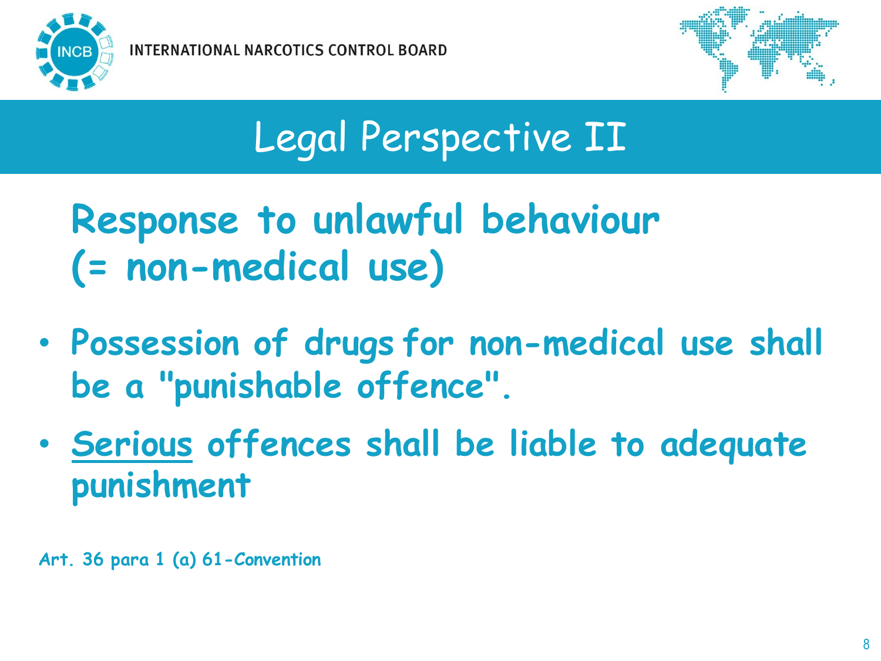# Legal Perspective II

## Response to unlawful behaviour (= non-medical use)

- Possession of drugs for non-medical use shall be a "punishable offence".
- Serious offences shall be liable to adequate punishment

*Art. 36 para 1 (a) 61-Convention*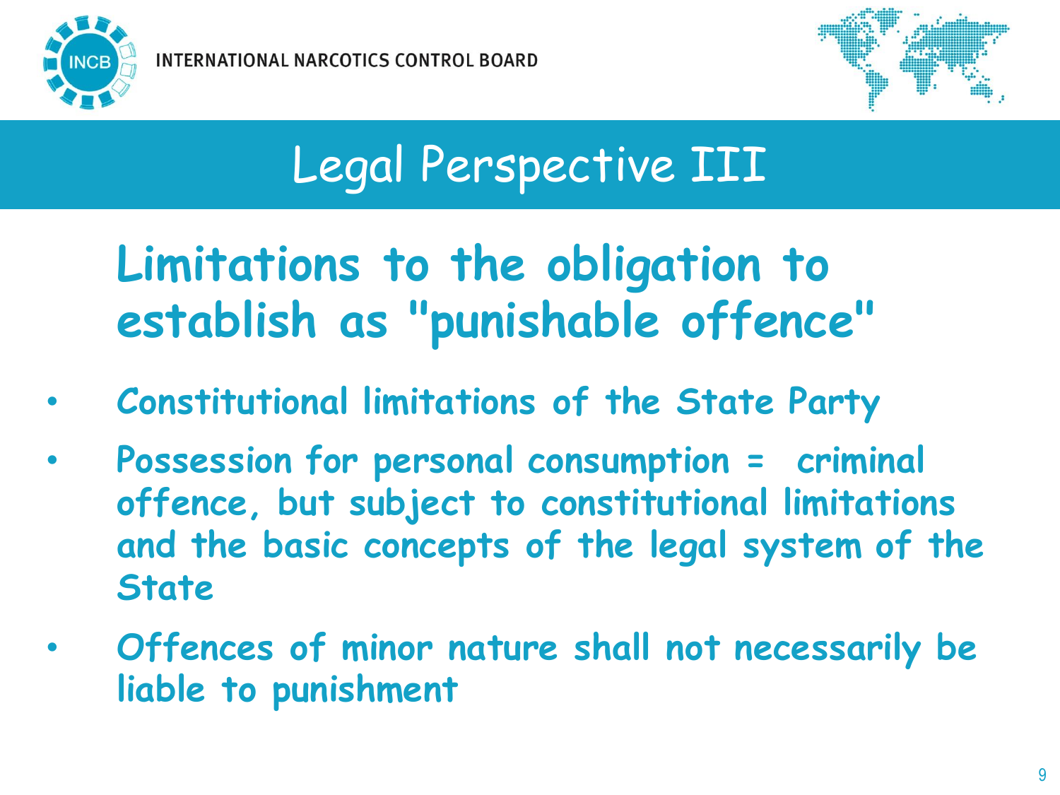# Legal Perspective III

## Limitations to the obligation to establish as "punishable offence"

- Constitutional limitations of the State Party
- Possession for personal consumption = criminal offence, but subject to constitutional limitations and the basic concepts of the legal system of the State
- Offences of minor nature shall not necessarily be liable to punishment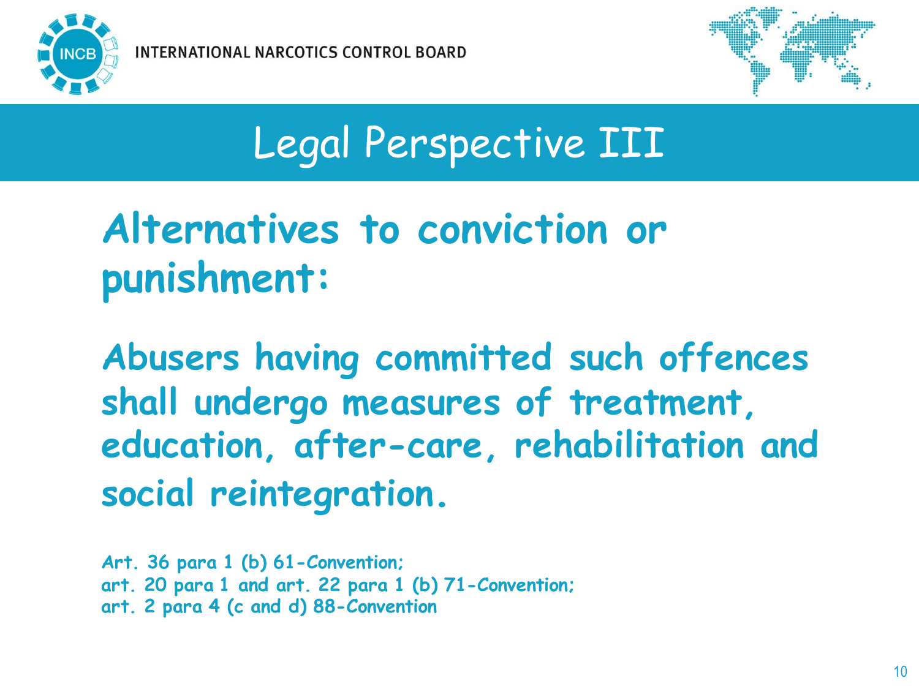# Legal Perspective III

## Alternatives to conviction or punishment:

**Abusers having committed such offences shall undergo measures of treatment, education, after-care, rehabilitation and social reintegration.**

**Art. 36 para 1 (b) 61-Convention;**
**art. 20 para 1 and art. 22 para 1 (b) 71-Convention;**
**art. 2 para 4 (c and d) 88-Convention**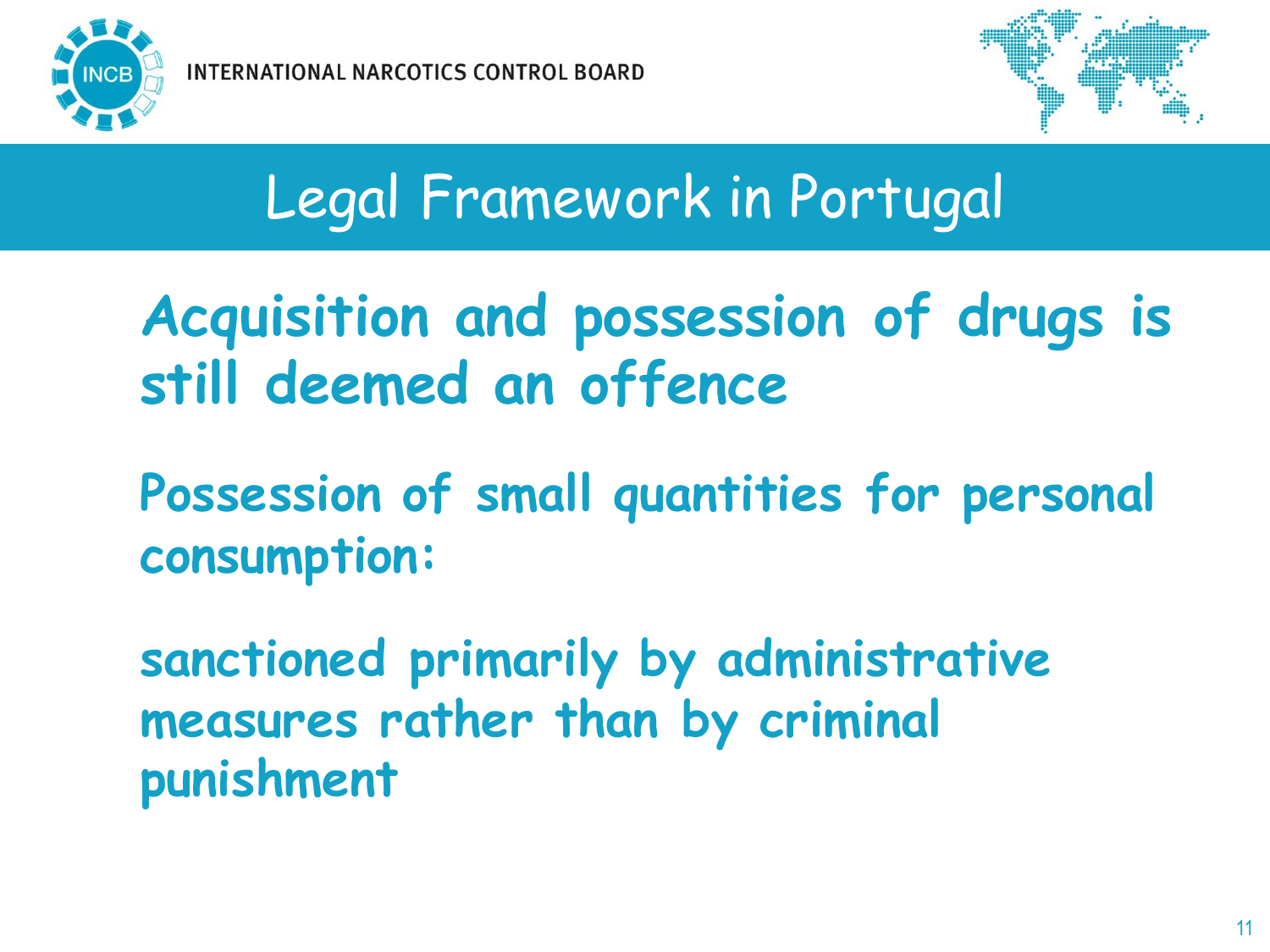# Legal Framework in Portugal

**Acquisition and possession of drugs is still deemed an offence**

**Possession of small quantities for personal consumption:**

**sanctioned primarily by administrative measures rather than by criminal punishment**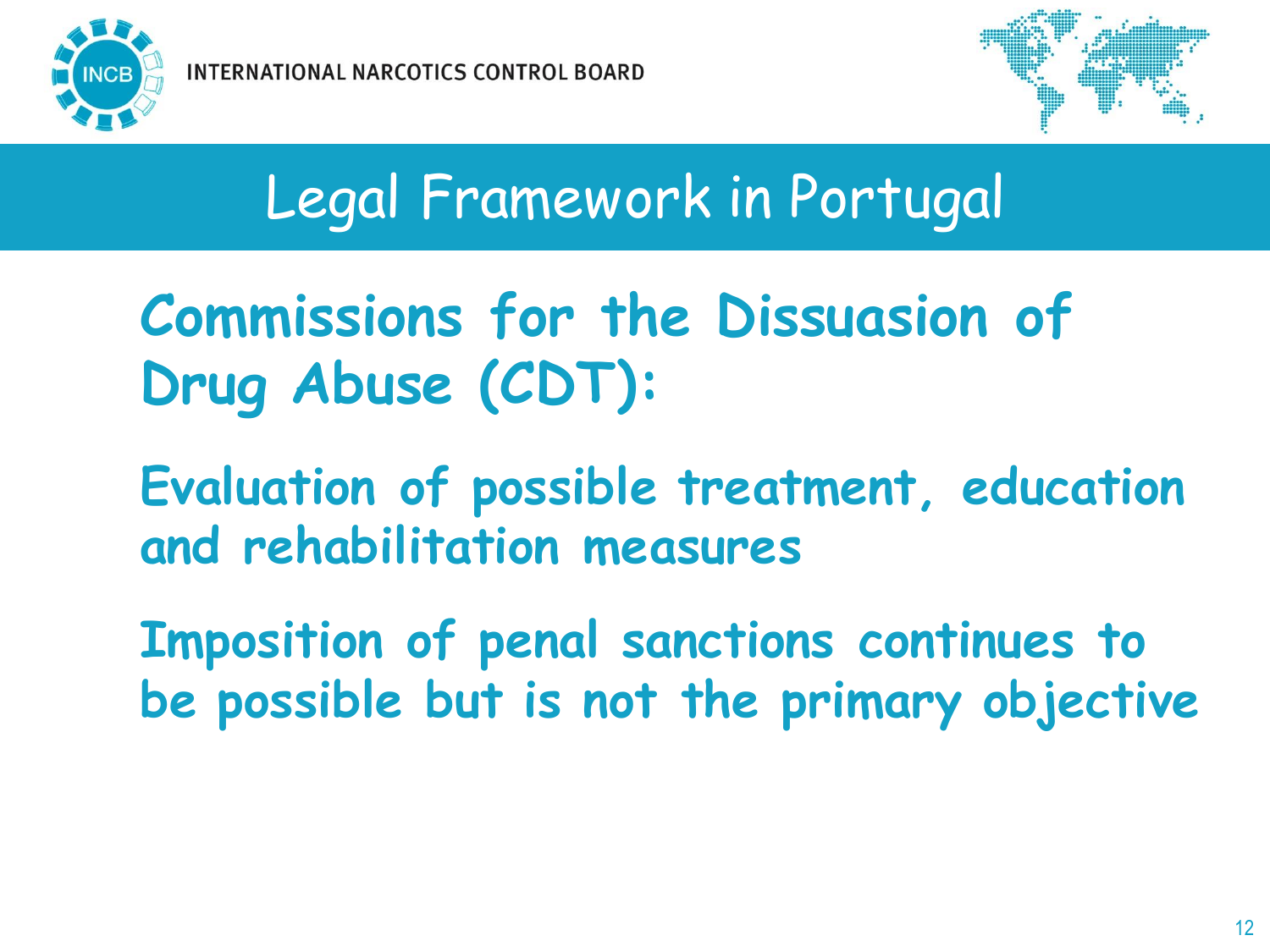# Legal Framework in Portugal

## Commissions for the Dissuasion of Drug Abuse (CDT):

**Evaluation of possible treatment, education and rehabilitation measures**

**Imposition of penal sanctions continues to be possible but is not the primary objective**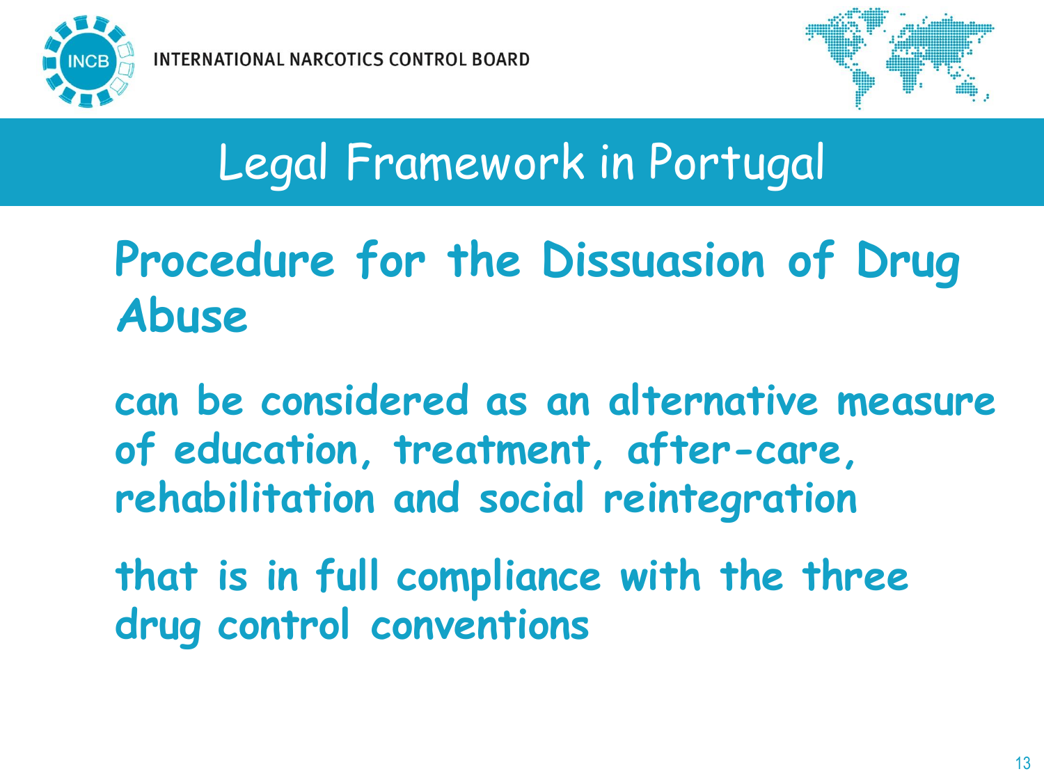# Legal Framework in Portugal

## Procedure for the Dissuasion of Drug Abuse

**can be considered as an alternative measure of education, treatment, after-care, rehabilitation and social reintegration**

**that is in full compliance with the three drug control conventions**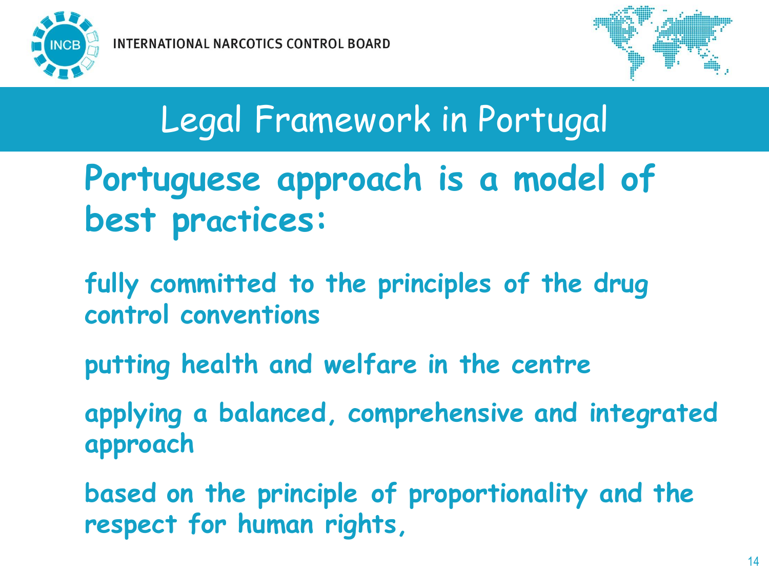INTERNATIONAL NARCOTICS CONTROL BOARD

# Legal Framework in Portugal

## Portuguese approach is a model of best practices:

**fully committed to the principles of the drug control conventions**

**putting health and welfare in the centre**

**applying a balanced, comprehensive and integrated approach**

**based on the principle of proportionality and the respect for human rights,**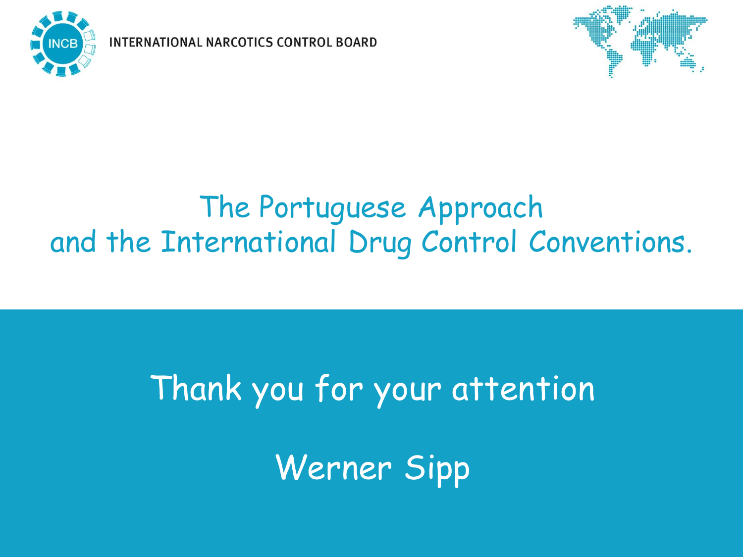INTERNATIONAL NARCOTICS CONTROL BOARD

# The Portuguese Approach and the International Drug Control Conventions.

Thank you for your attention

Werner Sipp